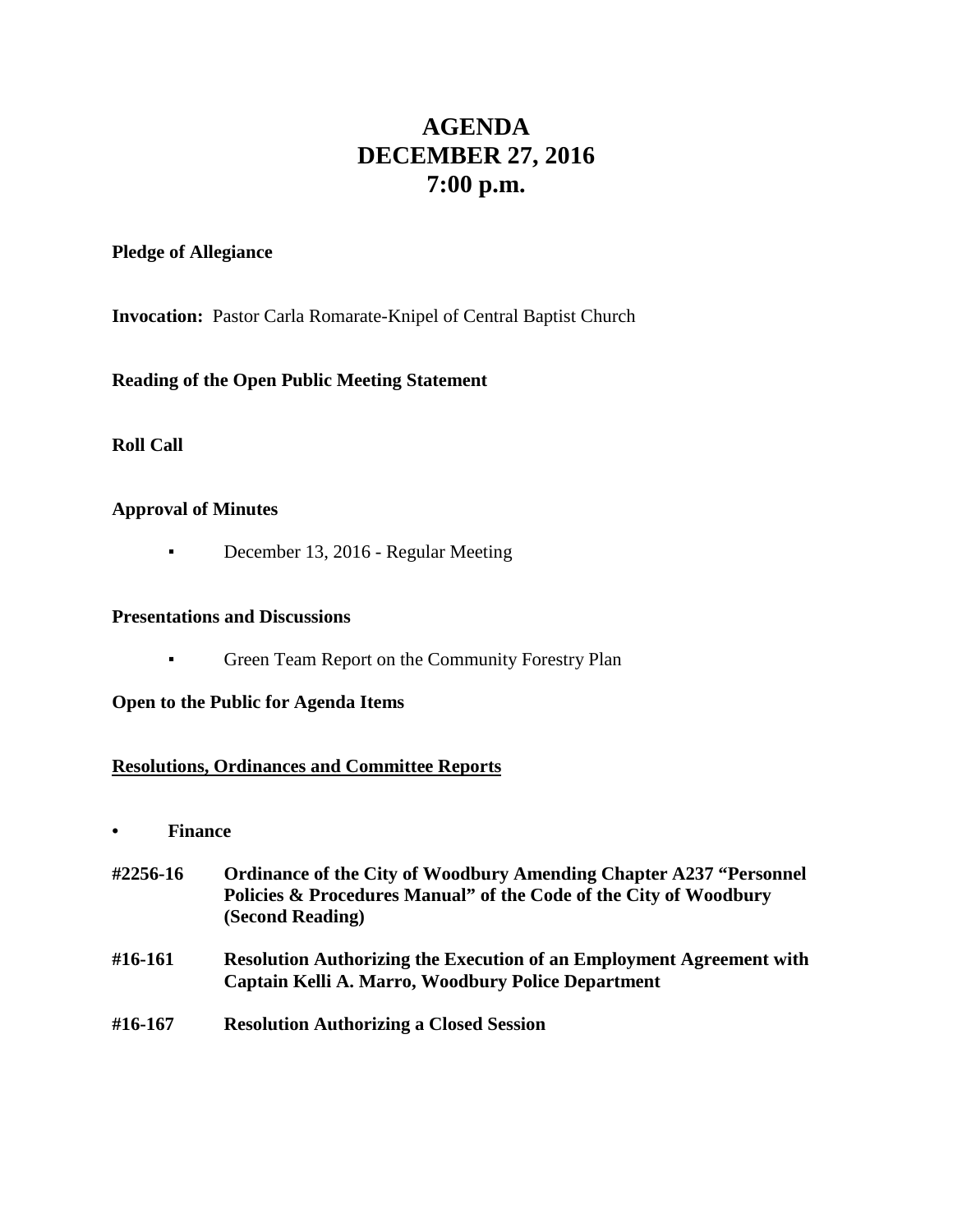# AGENDA
# DECEMBER 27, 2016
# 7:00 p.m.

**Pledge of Allegiance**

**Invocation:** Pastor Carla Romarate-Knipel of Central Baptist Church

**Reading of the Open Public Meeting Statement**

**Roll Call**

**Approval of Minutes**

- December 13, 2016 - Regular Meeting

**Presentations and Discussions**

- Green Team Report on the Community Forestry Plan

**Open to the Public for Agenda Items**

**<u>Resolutions, Ordinances and Committee Reports</u>**

- **Finance**

**#2256-16** **Ordinance of the City of Woodbury Amending Chapter A237 "Personnel Policies & Procedures Manual" of the Code of the City of Woodbury (Second Reading)**

**#16-161** **Resolution Authorizing the Execution of an Employment Agreement with Captain Kelli A. Marro, Woodbury Police Department**

**#16-167** **Resolution Authorizing a Closed Session**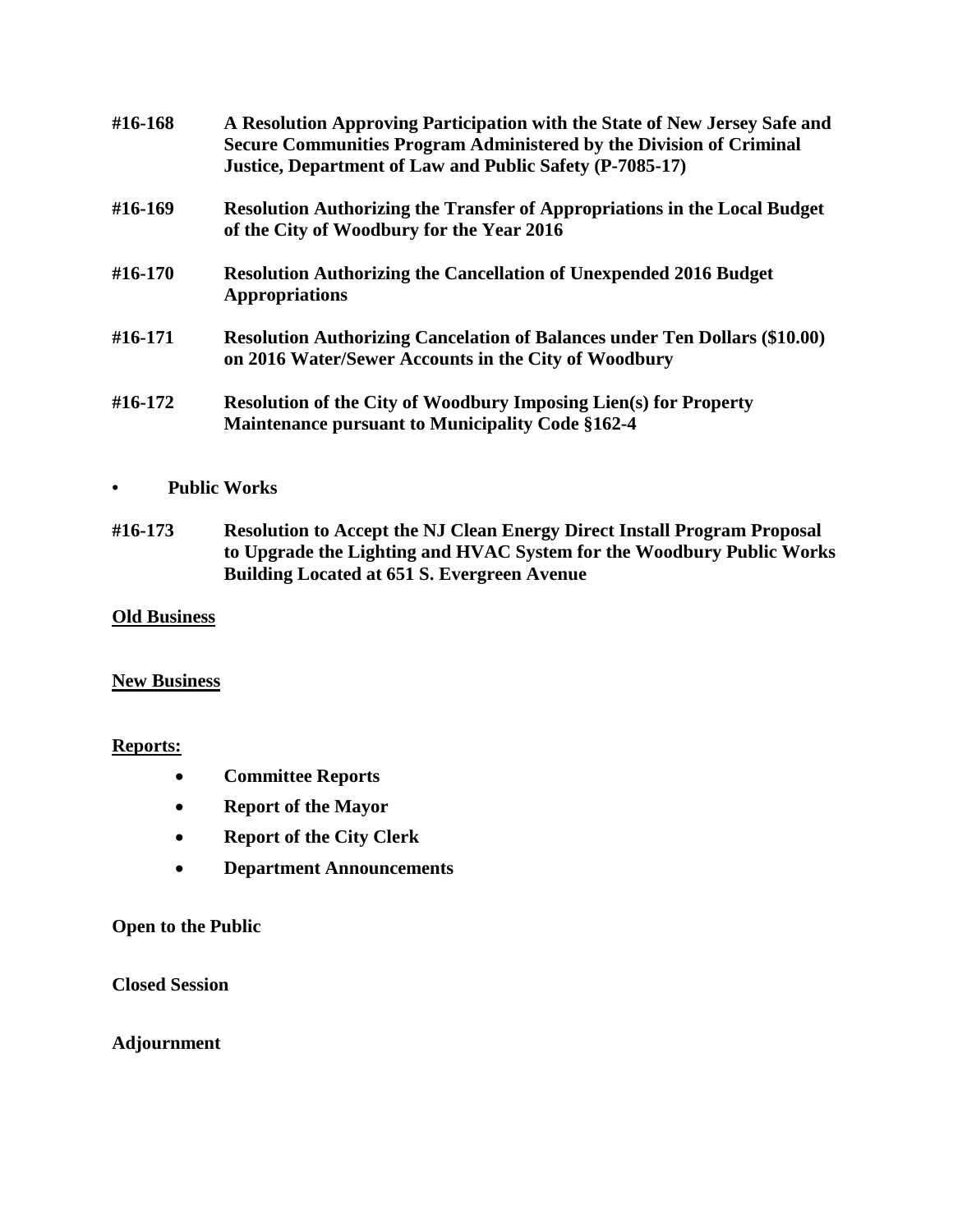**#16-168** **A Resolution Approving Participation with the State of New Jersey Safe and Secure Communities Program Administered by the Division of Criminal Justice, Department of Law and Public Safety (P-7085-17)**

**#16-169** **Resolution Authorizing the Transfer of Appropriations in the Local Budget of the City of Woodbury for the Year 2016**

**#16-170** **Resolution Authorizing the Cancellation of Unexpended 2016 Budget Appropriations**

**#16-171** **Resolution Authorizing Cancelation of Balances under Ten Dollars ($10.00) on 2016 Water/Sewer Accounts in the City of Woodbury**

**#16-172** **Resolution of the City of Woodbury Imposing Lien(s) for Property Maintenance pursuant to Municipality Code §162-4**

- **Public Works**

**#16-173** **Resolution to Accept the NJ Clean Energy Direct Install Program Proposal to Upgrade the Lighting and HVAC System for the Woodbury Public Works Building Located at 651 S. Evergreen Avenue**

**<u>Old Business</u>**

**<u>New Business</u>**

**<u>Reports:</u>**

- **Committee Reports**
- **Report of the Mayor**
- **Report of the City Clerk**
- **Department Announcements**

**Open to the Public**

**Closed Session**

**Adjournment**